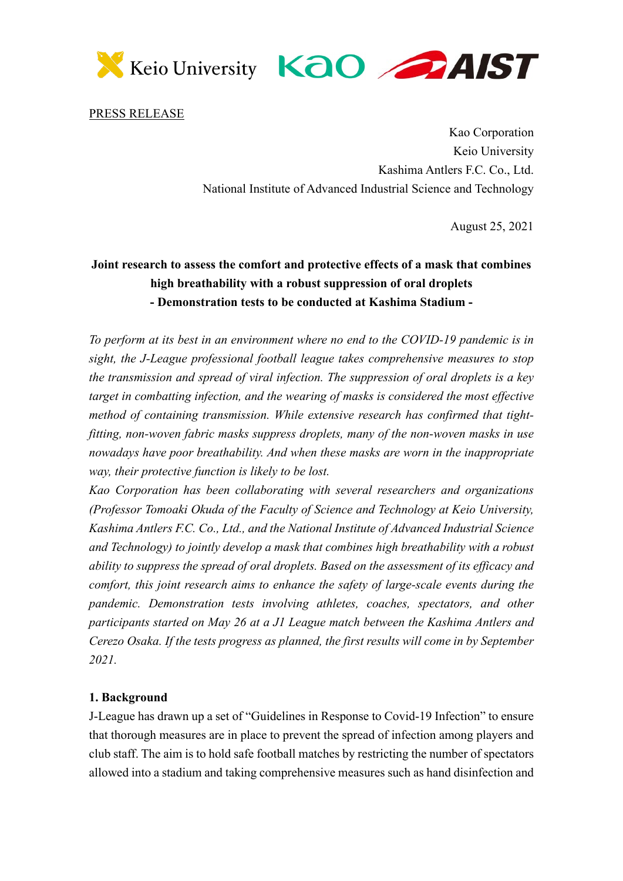PRESS RELEASE

Kao Corporation
Keio University
Kashima Antlers F.C. Co., Ltd.
National Institute of Advanced Industrial Science and Technology

August 25, 2021

**Joint research to assess the comfort and protective effects of a mask that combines high breathability with a robust suppression of oral droplets**
**- Demonstration tests to be conducted at Kashima Stadium -**

*To perform at its best in an environment where no end to the COVID-19 pandemic is in sight, the J-League professional football league takes comprehensive measures to stop the transmission and spread of viral infection. The suppression of oral droplets is a key target in combatting infection, and the wearing of masks is considered the most effective method of containing transmission. While extensive research has confirmed that tight-fitting, non-woven fabric masks suppress droplets, many of the non-woven masks in use nowadays have poor breathability. And when these masks are worn in the inappropriate way, their protective function is likely to be lost.*

*Kao Corporation has been collaborating with several researchers and organizations (Professor Tomoaki Okuda of the Faculty of Science and Technology at Keio University, Kashima Antlers F.C. Co., Ltd., and the National Institute of Advanced Industrial Science and Technology) to jointly develop a mask that combines high breathability with a robust ability to suppress the spread of oral droplets. Based on the assessment of its efficacy and comfort, this joint research aims to enhance the safety of large-scale events during the pandemic. Demonstration tests involving athletes, coaches, spectators, and other participants started on May 26 at a J1 League match between the Kashima Antlers and Cerezo Osaka. If the tests progress as planned, the first results will come in by September 2021.*

**1. Background**

J-League has drawn up a set of "Guidelines in Response to Covid-19 Infection" to ensure that thorough measures are in place to prevent the spread of infection among players and club staff. The aim is to hold safe football matches by restricting the number of spectators allowed into a stadium and taking comprehensive measures such as hand disinfection and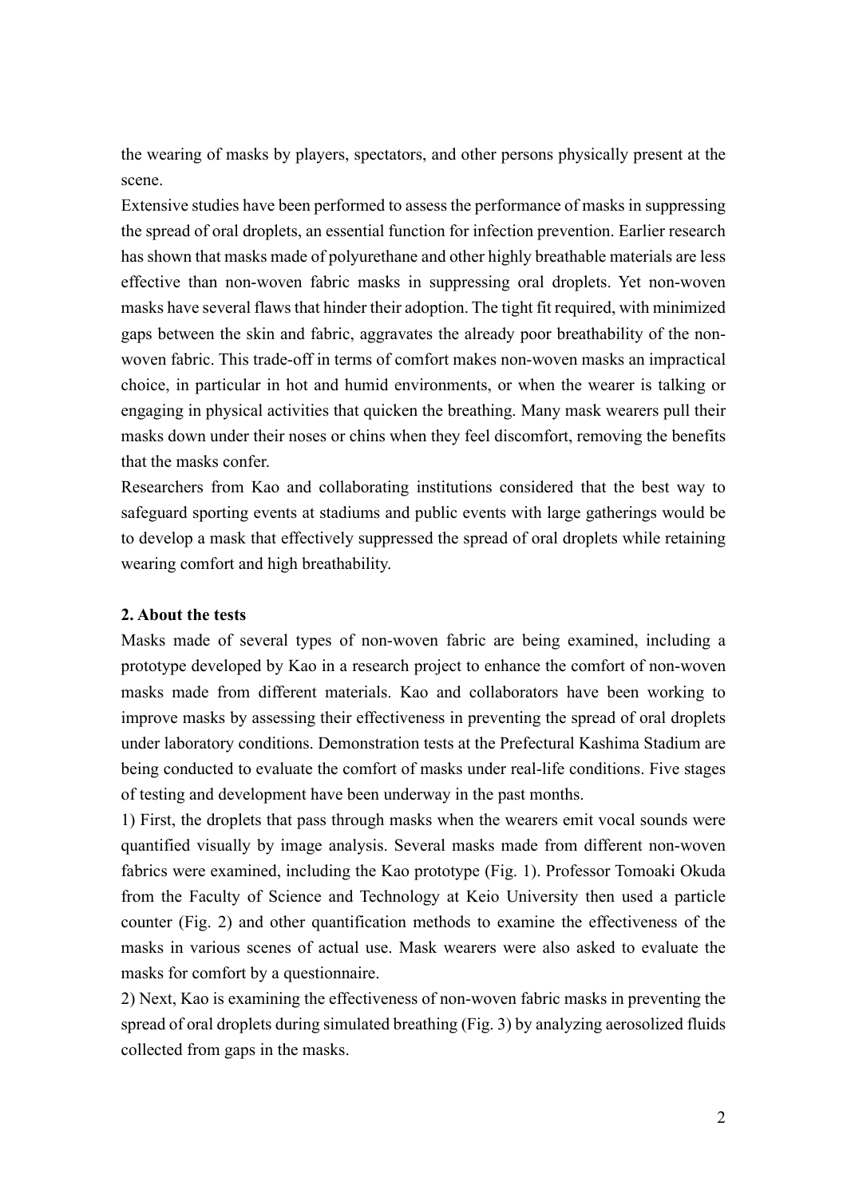the wearing of masks by players, spectators, and other persons physically present at the scene.

Extensive studies have been performed to assess the performance of masks in suppressing the spread of oral droplets, an essential function for infection prevention. Earlier research has shown that masks made of polyurethane and other highly breathable materials are less effective than non-woven fabric masks in suppressing oral droplets. Yet non-woven masks have several flaws that hinder their adoption. The tight fit required, with minimized gaps between the skin and fabric, aggravates the already poor breathability of the non-woven fabric. This trade-off in terms of comfort makes non-woven masks an impractical choice, in particular in hot and humid environments, or when the wearer is talking or engaging in physical activities that quicken the breathing. Many mask wearers pull their masks down under their noses or chins when they feel discomfort, removing the benefits that the masks confer.

Researchers from Kao and collaborating institutions considered that the best way to safeguard sporting events at stadiums and public events with large gatherings would be to develop a mask that effectively suppressed the spread of oral droplets while retaining wearing comfort and high breathability.

**2. About the tests**

Masks made of several types of non-woven fabric are being examined, including a prototype developed by Kao in a research project to enhance the comfort of non-woven masks made from different materials. Kao and collaborators have been working to improve masks by assessing their effectiveness in preventing the spread of oral droplets under laboratory conditions. Demonstration tests at the Prefectural Kashima Stadium are being conducted to evaluate the comfort of masks under real-life conditions. Five stages of testing and development have been underway in the past months.

1) First, the droplets that pass through masks when the wearers emit vocal sounds were quantified visually by image analysis. Several masks made from different non-woven fabrics were examined, including the Kao prototype (Fig. 1). Professor Tomoaki Okuda from the Faculty of Science and Technology at Keio University then used a particle counter (Fig. 2) and other quantification methods to examine the effectiveness of the masks in various scenes of actual use. Mask wearers were also asked to evaluate the masks for comfort by a questionnaire.

2) Next, Kao is examining the effectiveness of non-woven fabric masks in preventing the spread of oral droplets during simulated breathing (Fig. 3) by analyzing aerosolized fluids collected from gaps in the masks.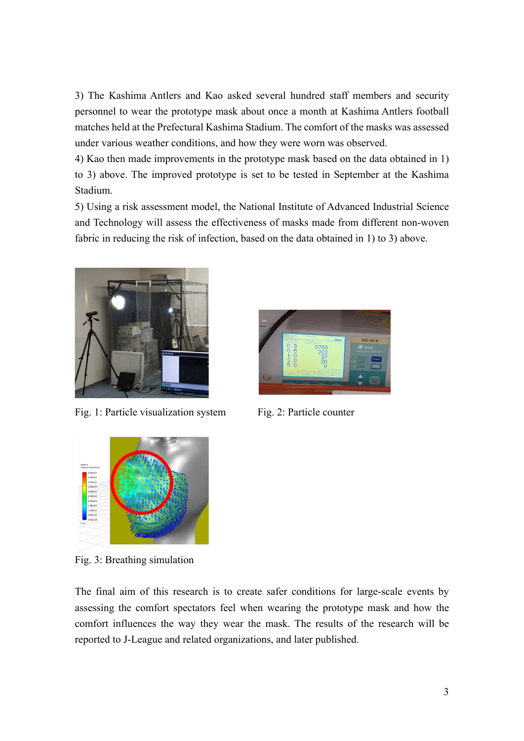3) The Kashima Antlers and Kao asked several hundred staff members and security personnel to wear the prototype mask about once a month at Kashima Antlers football matches held at the Prefectural Kashima Stadium. The comfort of the masks was assessed under various weather conditions, and how they were worn was observed.

4) Kao then made improvements in the prototype mask based on the data obtained in 1) to 3) above. The improved prototype is set to be tested in September at the Kashima Stadium.

5) Using a risk assessment model, the National Institute of Advanced Industrial Science and Technology will assess the effectiveness of masks made from different non-woven fabric in reducing the risk of infection, based on the data obtained in 1) to 3) above.

Fig. 1: Particle visualization system

Fig. 2: Particle counter

Fig. 3: Breathing simulation

The final aim of this research is to create safer conditions for large-scale events by assessing the comfort spectators feel when wearing the prototype mask and how the comfort influences the way they wear the mask. The results of the research will be reported to J-League and related organizations, and later published.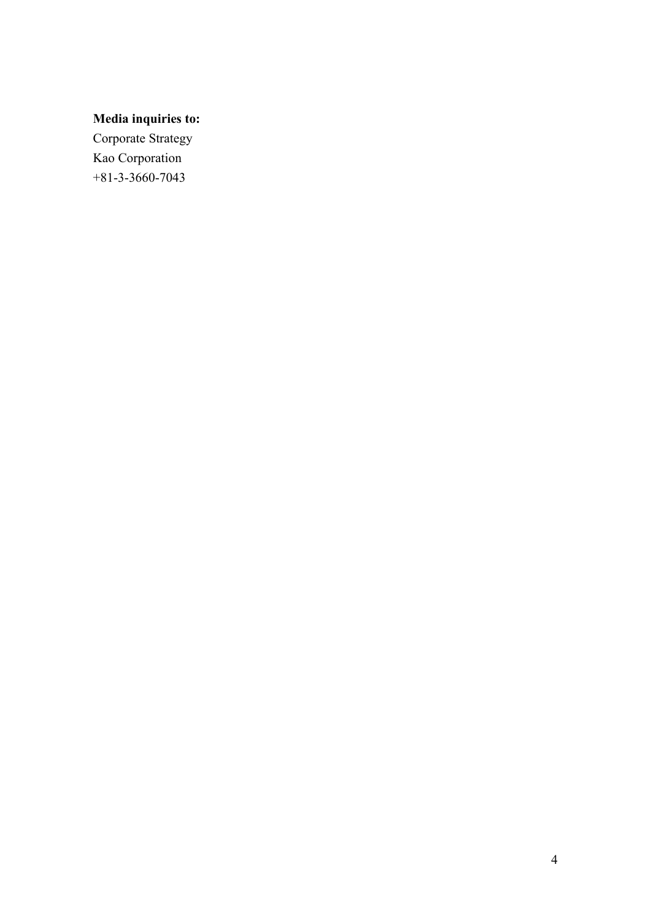**Media inquiries to:**
Corporate Strategy
Kao Corporation
+81-3-3660-7043